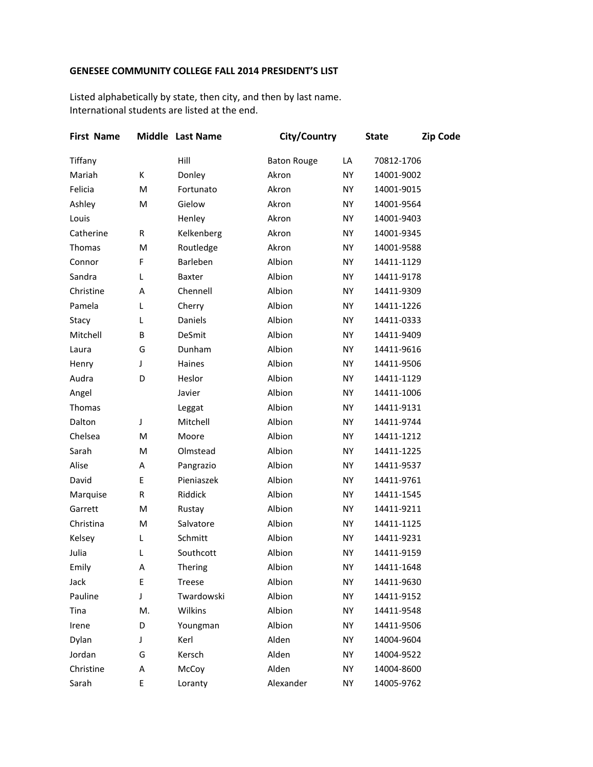**GENESEE COMMUNITY COLLEGE FALL 2014 PRESIDENT'S LIST**

Listed alphabetically by state, then city, and then by last name.
International students are listed at the end.

| First Name | Middle | Last Name | City/Country | State | Zip Code |
|---|---|---|---|---|---|
| Tiffany | | Hill | Baton Rouge | LA | 70812-1706 |
| Mariah | K | Donley | Akron | NY | 14001-9002 |
| Felicia | M | Fortunato | Akron | NY | 14001-9015 |
| Ashley | M | Gielow | Akron | NY | 14001-9564 |
| Louis | | Henley | Akron | NY | 14001-9403 |
| Catherine | R | Kelkenberg | Akron | NY | 14001-9345 |
| Thomas | M | Routledge | Akron | NY | 14001-9588 |
| Connor | F | Barleben | Albion | NY | 14411-1129 |
| Sandra | L | Baxter | Albion | NY | 14411-9178 |
| Christine | A | Chennell | Albion | NY | 14411-9309 |
| Pamela | L | Cherry | Albion | NY | 14411-1226 |
| Stacy | L | Daniels | Albion | NY | 14411-0333 |
| Mitchell | B | DeSmit | Albion | NY | 14411-9409 |
| Laura | G | Dunham | Albion | NY | 14411-9616 |
| Henry | J | Haines | Albion | NY | 14411-9506 |
| Audra | D | Heslor | Albion | NY | 14411-1129 |
| Angel | | Javier | Albion | NY | 14411-1006 |
| Thomas | | Leggat | Albion | NY | 14411-9131 |
| Dalton | J | Mitchell | Albion | NY | 14411-9744 |
| Chelsea | M | Moore | Albion | NY | 14411-1212 |
| Sarah | M | Olmstead | Albion | NY | 14411-1225 |
| Alise | A | Pangrazio | Albion | NY | 14411-9537 |
| David | E | Pieniaszek | Albion | NY | 14411-9761 |
| Marquise | R | Riddick | Albion | NY | 14411-1545 |
| Garrett | M | Rustay | Albion | NY | 14411-9211 |
| Christina | M | Salvatore | Albion | NY | 14411-1125 |
| Kelsey | L | Schmitt | Albion | NY | 14411-9231 |
| Julia | L | Southcott | Albion | NY | 14411-9159 |
| Emily | A | Thering | Albion | NY | 14411-1648 |
| Jack | E | Treese | Albion | NY | 14411-9630 |
| Pauline | J | Twardowski | Albion | NY | 14411-9152 |
| Tina | M. | Wilkins | Albion | NY | 14411-9548 |
| Irene | D | Youngman | Albion | NY | 14411-9506 |
| Dylan | J | Kerl | Alden | NY | 14004-9604 |
| Jordan | G | Kersch | Alden | NY | 14004-9522 |
| Christine | A | McCoy | Alden | NY | 14004-8600 |
| Sarah | E | Loranty | Alexander | NY | 14005-9762 |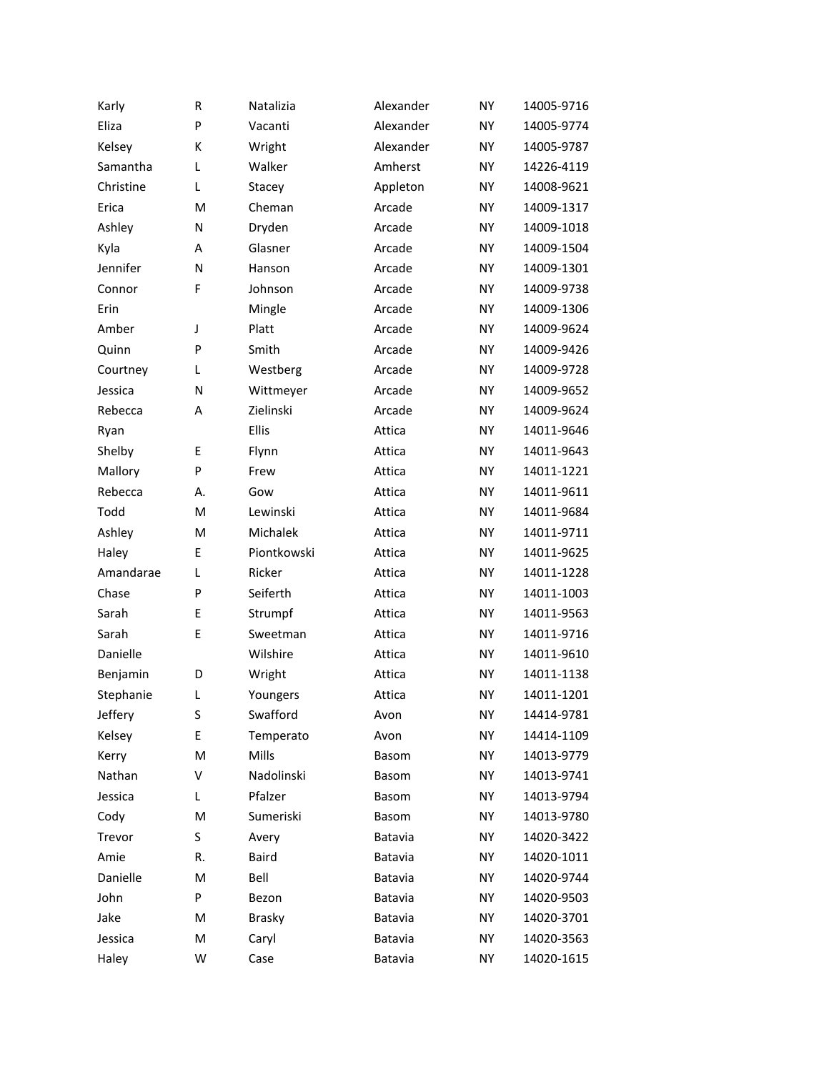| | | | | | |
|---|---|---|---|---|---|
| Karly | R | Natalizia | Alexander | NY | 14005-9716 |
| Eliza | P | Vacanti | Alexander | NY | 14005-9774 |
| Kelsey | K | Wright | Alexander | NY | 14005-9787 |
| Samantha | L | Walker | Amherst | NY | 14226-4119 |
| Christine | L | Stacey | Appleton | NY | 14008-9621 |
| Erica | M | Cheman | Arcade | NY | 14009-1317 |
| Ashley | N | Dryden | Arcade | NY | 14009-1018 |
| Kyla | A | Glasner | Arcade | NY | 14009-1504 |
| Jennifer | N | Hanson | Arcade | NY | 14009-1301 |
| Connor | F | Johnson | Arcade | NY | 14009-9738 |
| Erin | | Mingle | Arcade | NY | 14009-1306 |
| Amber | J | Platt | Arcade | NY | 14009-9624 |
| Quinn | P | Smith | Arcade | NY | 14009-9426 |
| Courtney | L | Westberg | Arcade | NY | 14009-9728 |
| Jessica | N | Wittmeyer | Arcade | NY | 14009-9652 |
| Rebecca | A | Zielinski | Arcade | NY | 14009-9624 |
| Ryan | | Ellis | Attica | NY | 14011-9646 |
| Shelby | E | Flynn | Attica | NY | 14011-9643 |
| Mallory | P | Frew | Attica | NY | 14011-1221 |
| Rebecca | A. | Gow | Attica | NY | 14011-9611 |
| Todd | M | Lewinski | Attica | NY | 14011-9684 |
| Ashley | M | Michalek | Attica | NY | 14011-9711 |
| Haley | E | Piontkowski | Attica | NY | 14011-9625 |
| Amandarae | L | Ricker | Attica | NY | 14011-1228 |
| Chase | P | Seiferth | Attica | NY | 14011-1003 |
| Sarah | E | Strumpf | Attica | NY | 14011-9563 |
| Sarah | E | Sweetman | Attica | NY | 14011-9716 |
| Danielle | | Wilshire | Attica | NY | 14011-9610 |
| Benjamin | D | Wright | Attica | NY | 14011-1138 |
| Stephanie | L | Youngers | Attica | NY | 14011-1201 |
| Jeffery | S | Swafford | Avon | NY | 14414-9781 |
| Kelsey | E | Temperato | Avon | NY | 14414-1109 |
| Kerry | M | Mills | Basom | NY | 14013-9779 |
| Nathan | V | Nadolinski | Basom | NY | 14013-9741 |
| Jessica | L | Pfalzer | Basom | NY | 14013-9794 |
| Cody | M | Sumeriski | Basom | NY | 14013-9780 |
| Trevor | S | Avery | Batavia | NY | 14020-3422 |
| Amie | R. | Baird | Batavia | NY | 14020-1011 |
| Danielle | M | Bell | Batavia | NY | 14020-9744 |
| John | P | Bezon | Batavia | NY | 14020-9503 |
| Jake | M | Brasky | Batavia | NY | 14020-3701 |
| Jessica | M | Caryl | Batavia | NY | 14020-3563 |
| Haley | W | Case | Batavia | NY | 14020-1615 |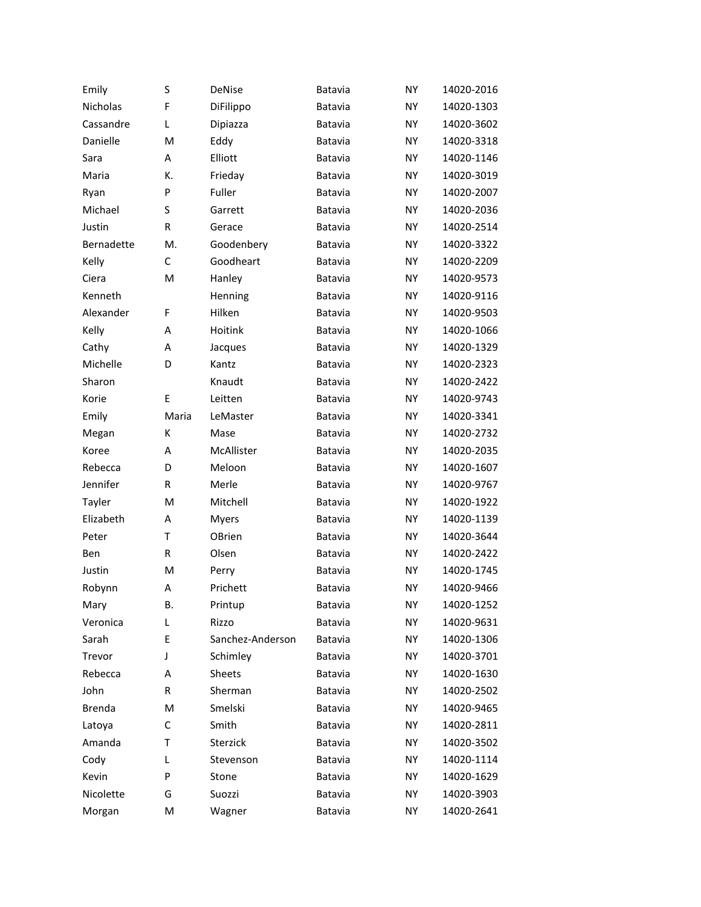| | | | | | |
|---|---|---|---|---|---|
| Emily | S | DeNise | Batavia | NY | 14020-2016 |
| Nicholas | F | DiFilippo | Batavia | NY | 14020-1303 |
| Cassandre | L | Dipiazza | Batavia | NY | 14020-3602 |
| Danielle | M | Eddy | Batavia | NY | 14020-3318 |
| Sara | A | Elliott | Batavia | NY | 14020-1146 |
| Maria | K. | Frieday | Batavia | NY | 14020-3019 |
| Ryan | P | Fuller | Batavia | NY | 14020-2007 |
| Michael | S | Garrett | Batavia | NY | 14020-2036 |
| Justin | R | Gerace | Batavia | NY | 14020-2514 |
| Bernadette | M. | Goodenbery | Batavia | NY | 14020-3322 |
| Kelly | C | Goodheart | Batavia | NY | 14020-2209 |
| Ciera | M | Hanley | Batavia | NY | 14020-9573 |
| Kenneth | | Henning | Batavia | NY | 14020-9116 |
| Alexander | F | Hilken | Batavia | NY | 14020-9503 |
| Kelly | A | Hoitink | Batavia | NY | 14020-1066 |
| Cathy | A | Jacques | Batavia | NY | 14020-1329 |
| Michelle | D | Kantz | Batavia | NY | 14020-2323 |
| Sharon | | Knaudt | Batavia | NY | 14020-2422 |
| Korie | E | Leitten | Batavia | NY | 14020-9743 |
| Emily | Maria | LeMaster | Batavia | NY | 14020-3341 |
| Megan | K | Mase | Batavia | NY | 14020-2732 |
| Koree | A | McAllister | Batavia | NY | 14020-2035 |
| Rebecca | D | Meloon | Batavia | NY | 14020-1607 |
| Jennifer | R | Merle | Batavia | NY | 14020-9767 |
| Tayler | M | Mitchell | Batavia | NY | 14020-1922 |
| Elizabeth | A | Myers | Batavia | NY | 14020-1139 |
| Peter | T | OBrien | Batavia | NY | 14020-3644 |
| Ben | R | Olsen | Batavia | NY | 14020-2422 |
| Justin | M | Perry | Batavia | NY | 14020-1745 |
| Robynn | A | Prichett | Batavia | NY | 14020-9466 |
| Mary | B. | Printup | Batavia | NY | 14020-1252 |
| Veronica | L | Rizzo | Batavia | NY | 14020-9631 |
| Sarah | E | Sanchez-Anderson | Batavia | NY | 14020-1306 |
| Trevor | J | Schimley | Batavia | NY | 14020-3701 |
| Rebecca | A | Sheets | Batavia | NY | 14020-1630 |
| John | R | Sherman | Batavia | NY | 14020-2502 |
| Brenda | M | Smelski | Batavia | NY | 14020-9465 |
| Latoya | C | Smith | Batavia | NY | 14020-2811 |
| Amanda | T | Sterzick | Batavia | NY | 14020-3502 |
| Cody | L | Stevenson | Batavia | NY | 14020-1114 |
| Kevin | P | Stone | Batavia | NY | 14020-1629 |
| Nicolette | G | Suozzi | Batavia | NY | 14020-3903 |
| Morgan | M | Wagner | Batavia | NY | 14020-2641 |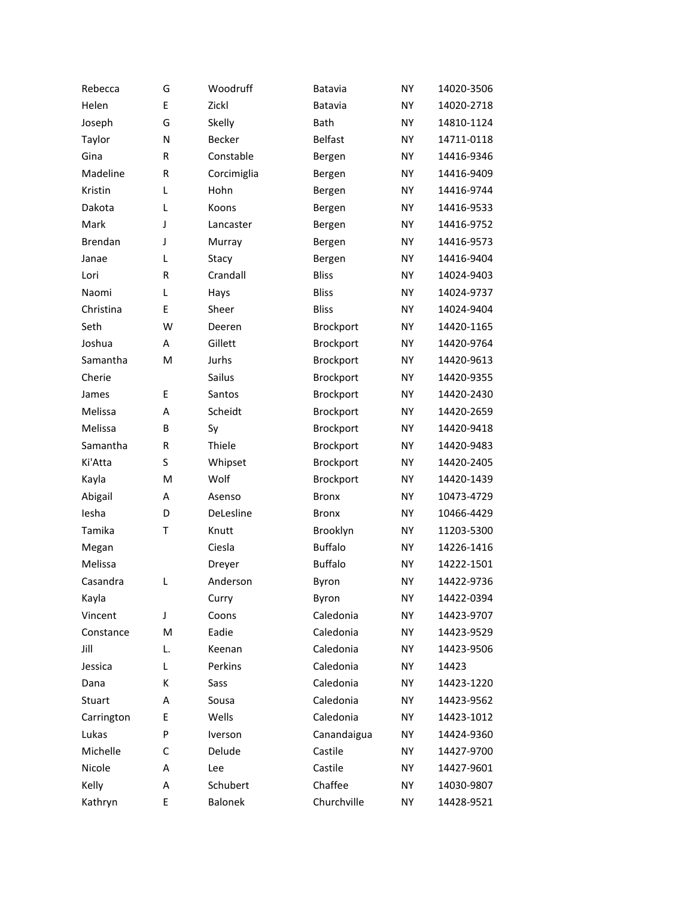| | | | | | |
|---|---|---|---|---|---|
| Rebecca | G | Woodruff | Batavia | NY | 14020-3506 |
| Helen | E | Zickl | Batavia | NY | 14020-2718 |
| Joseph | G | Skelly | Bath | NY | 14810-1124 |
| Taylor | N | Becker | Belfast | NY | 14711-0118 |
| Gina | R | Constable | Bergen | NY | 14416-9346 |
| Madeline | R | Corcimiglia | Bergen | NY | 14416-9409 |
| Kristin | L | Hohn | Bergen | NY | 14416-9744 |
| Dakota | L | Koons | Bergen | NY | 14416-9533 |
| Mark | J | Lancaster | Bergen | NY | 14416-9752 |
| Brendan | J | Murray | Bergen | NY | 14416-9573 |
| Janae | L | Stacy | Bergen | NY | 14416-9404 |
| Lori | R | Crandall | Bliss | NY | 14024-9403 |
| Naomi | L | Hays | Bliss | NY | 14024-9737 |
| Christina | E | Sheer | Bliss | NY | 14024-9404 |
| Seth | W | Deeren | Brockport | NY | 14420-1165 |
| Joshua | A | Gillett | Brockport | NY | 14420-9764 |
| Samantha | M | Jurhs | Brockport | NY | 14420-9613 |
| Cherie | | Sailus | Brockport | NY | 14420-9355 |
| James | E | Santos | Brockport | NY | 14420-2430 |
| Melissa | A | Scheidt | Brockport | NY | 14420-2659 |
| Melissa | B | Sy | Brockport | NY | 14420-9418 |
| Samantha | R | Thiele | Brockport | NY | 14420-9483 |
| Ki'Atta | S | Whipset | Brockport | NY | 14420-2405 |
| Kayla | M | Wolf | Brockport | NY | 14420-1439 |
| Abigail | A | Asenso | Bronx | NY | 10473-4729 |
| Iesha | D | DeLesline | Bronx | NY | 10466-4429 |
| Tamika | T | Knutt | Brooklyn | NY | 11203-5300 |
| Megan | | Ciesla | Buffalo | NY | 14226-1416 |
| Melissa | | Dreyer | Buffalo | NY | 14222-1501 |
| Casandra | L | Anderson | Byron | NY | 14422-9736 |
| Kayla | | Curry | Byron | NY | 14422-0394 |
| Vincent | J | Coons | Caledonia | NY | 14423-9707 |
| Constance | M | Eadie | Caledonia | NY | 14423-9529 |
| Jill | L. | Keenan | Caledonia | NY | 14423-9506 |
| Jessica | L | Perkins | Caledonia | NY | 14423 |
| Dana | K | Sass | Caledonia | NY | 14423-1220 |
| Stuart | A | Sousa | Caledonia | NY | 14423-9562 |
| Carrington | E | Wells | Caledonia | NY | 14423-1012 |
| Lukas | P | Iverson | Canandaigua | NY | 14424-9360 |
| Michelle | C | Delude | Castile | NY | 14427-9700 |
| Nicole | A | Lee | Castile | NY | 14427-9601 |
| Kelly | A | Schubert | Chaffee | NY | 14030-9807 |
| Kathryn | E | Balonek | Churchville | NY | 14428-9521 |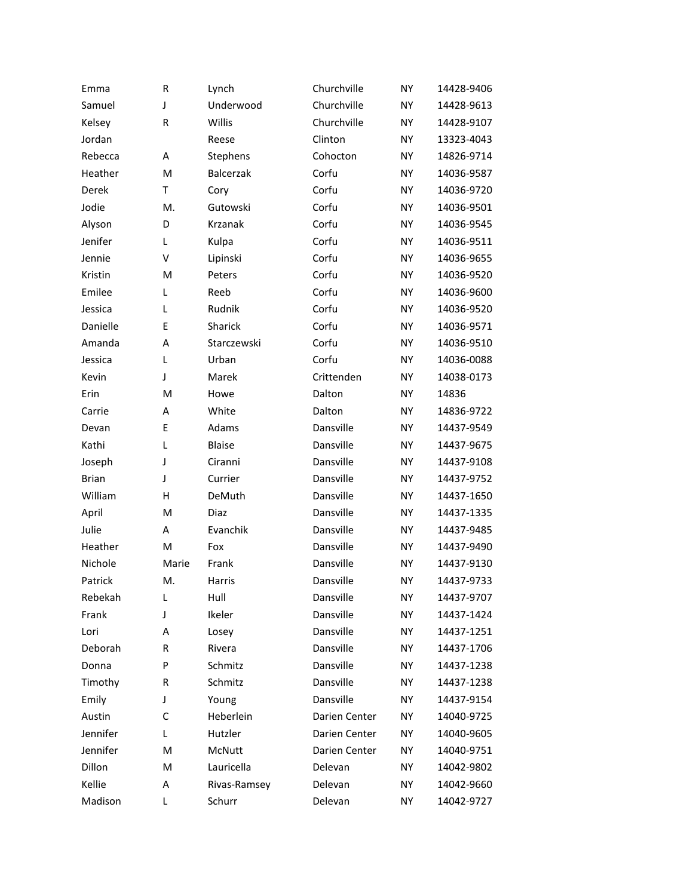| | | | | | |
|---|---|---|---|---|---|
| Emma | R | Lynch | Churchville | NY | 14428-9406 |
| Samuel | J | Underwood | Churchville | NY | 14428-9613 |
| Kelsey | R | Willis | Churchville | NY | 14428-9107 |
| Jordan | | Reese | Clinton | NY | 13323-4043 |
| Rebecca | A | Stephens | Cohocton | NY | 14826-9714 |
| Heather | M | Balcerzak | Corfu | NY | 14036-9587 |
| Derek | T | Cory | Corfu | NY | 14036-9720 |
| Jodie | M. | Gutowski | Corfu | NY | 14036-9501 |
| Alyson | D | Krzanak | Corfu | NY | 14036-9545 |
| Jenifer | L | Kulpa | Corfu | NY | 14036-9511 |
| Jennie | V | Lipinski | Corfu | NY | 14036-9655 |
| Kristin | M | Peters | Corfu | NY | 14036-9520 |
| Emilee | L | Reeb | Corfu | NY | 14036-9600 |
| Jessica | L | Rudnik | Corfu | NY | 14036-9520 |
| Danielle | E | Sharick | Corfu | NY | 14036-9571 |
| Amanda | A | Starczewski | Corfu | NY | 14036-9510 |
| Jessica | L | Urban | Corfu | NY | 14036-0088 |
| Kevin | J | Marek | Crittenden | NY | 14038-0173 |
| Erin | M | Howe | Dalton | NY | 14836 |
| Carrie | A | White | Dalton | NY | 14836-9722 |
| Devan | E | Adams | Dansville | NY | 14437-9549 |
| Kathi | L | Blaise | Dansville | NY | 14437-9675 |
| Joseph | J | Ciranni | Dansville | NY | 14437-9108 |
| Brian | J | Currier | Dansville | NY | 14437-9752 |
| William | H | DeMuth | Dansville | NY | 14437-1650 |
| April | M | Diaz | Dansville | NY | 14437-1335 |
| Julie | A | Evanchik | Dansville | NY | 14437-9485 |
| Heather | M | Fox | Dansville | NY | 14437-9490 |
| Nichole | Marie | Frank | Dansville | NY | 14437-9130 |
| Patrick | M. | Harris | Dansville | NY | 14437-9733 |
| Rebekah | L | Hull | Dansville | NY | 14437-9707 |
| Frank | J | Ikeler | Dansville | NY | 14437-1424 |
| Lori | A | Losey | Dansville | NY | 14437-1251 |
| Deborah | R | Rivera | Dansville | NY | 14437-1706 |
| Donna | P | Schmitz | Dansville | NY | 14437-1238 |
| Timothy | R | Schmitz | Dansville | NY | 14437-1238 |
| Emily | J | Young | Dansville | NY | 14437-9154 |
| Austin | C | Heberlein | Darien Center | NY | 14040-9725 |
| Jennifer | L | Hutzler | Darien Center | NY | 14040-9605 |
| Jennifer | M | McNutt | Darien Center | NY | 14040-9751 |
| Dillon | M | Lauricella | Delevan | NY | 14042-9802 |
| Kellie | A | Rivas-Ramsey | Delevan | NY | 14042-9660 |
| Madison | L | Schurr | Delevan | NY | 14042-9727 |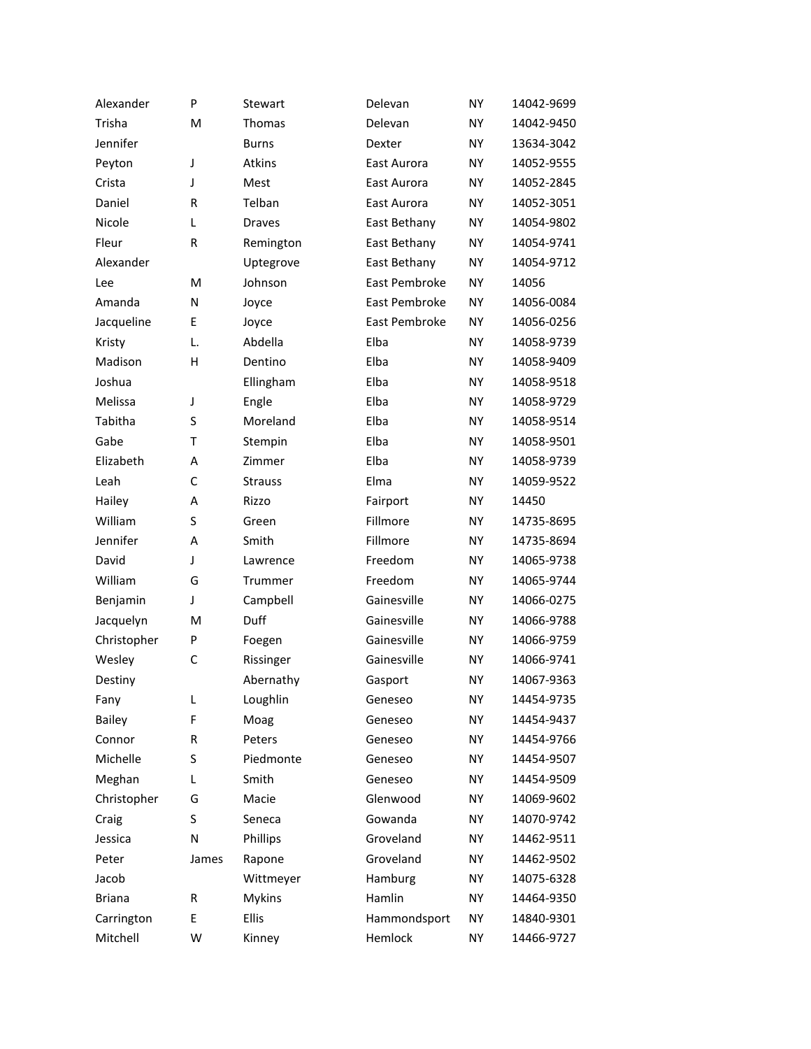| | | | | | |
|---|---|---|---|---|---|
| Alexander | P | Stewart | Delevan | NY | 14042-9699 |
| Trisha | M | Thomas | Delevan | NY | 14042-9450 |
| Jennifer | | Burns | Dexter | NY | 13634-3042 |
| Peyton | J | Atkins | East Aurora | NY | 14052-9555 |
| Crista | J | Mest | East Aurora | NY | 14052-2845 |
| Daniel | R | Telban | East Aurora | NY | 14052-3051 |
| Nicole | L | Draves | East Bethany | NY | 14054-9802 |
| Fleur | R | Remington | East Bethany | NY | 14054-9741 |
| Alexander | | Uptegrove | East Bethany | NY | 14054-9712 |
| Lee | M | Johnson | East Pembroke | NY | 14056 |
| Amanda | N | Joyce | East Pembroke | NY | 14056-0084 |
| Jacqueline | E | Joyce | East Pembroke | NY | 14056-0256 |
| Kristy | L. | Abdella | Elba | NY | 14058-9739 |
| Madison | H | Dentino | Elba | NY | 14058-9409 |
| Joshua | | Ellingham | Elba | NY | 14058-9518 |
| Melissa | J | Engle | Elba | NY | 14058-9729 |
| Tabitha | S | Moreland | Elba | NY | 14058-9514 |
| Gabe | T | Stempin | Elba | NY | 14058-9501 |
| Elizabeth | A | Zimmer | Elba | NY | 14058-9739 |
| Leah | C | Strauss | Elma | NY | 14059-9522 |
| Hailey | A | Rizzo | Fairport | NY | 14450 |
| William | S | Green | Fillmore | NY | 14735-8695 |
| Jennifer | A | Smith | Fillmore | NY | 14735-8694 |
| David | J | Lawrence | Freedom | NY | 14065-9738 |
| William | G | Trummer | Freedom | NY | 14065-9744 |
| Benjamin | J | Campbell | Gainesville | NY | 14066-0275 |
| Jacquelyn | M | Duff | Gainesville | NY | 14066-9788 |
| Christopher | P | Foegen | Gainesville | NY | 14066-9759 |
| Wesley | C | Rissinger | Gainesville | NY | 14066-9741 |
| Destiny | | Abernathy | Gasport | NY | 14067-9363 |
| Fany | L | Loughlin | Geneseo | NY | 14454-9735 |
| Bailey | F | Moag | Geneseo | NY | 14454-9437 |
| Connor | R | Peters | Geneseo | NY | 14454-9766 |
| Michelle | S | Piedmonte | Geneseo | NY | 14454-9507 |
| Meghan | L | Smith | Geneseo | NY | 14454-9509 |
| Christopher | G | Macie | Glenwood | NY | 14069-9602 |
| Craig | S | Seneca | Gowanda | NY | 14070-9742 |
| Jessica | N | Phillips | Groveland | NY | 14462-9511 |
| Peter | James | Rapone | Groveland | NY | 14462-9502 |
| Jacob | | Wittmeyer | Hamburg | NY | 14075-6328 |
| Briana | R | Mykins | Hamlin | NY | 14464-9350 |
| Carrington | E | Ellis | Hammondsport | NY | 14840-9301 |
| Mitchell | W | Kinney | Hemlock | NY | 14466-9727 |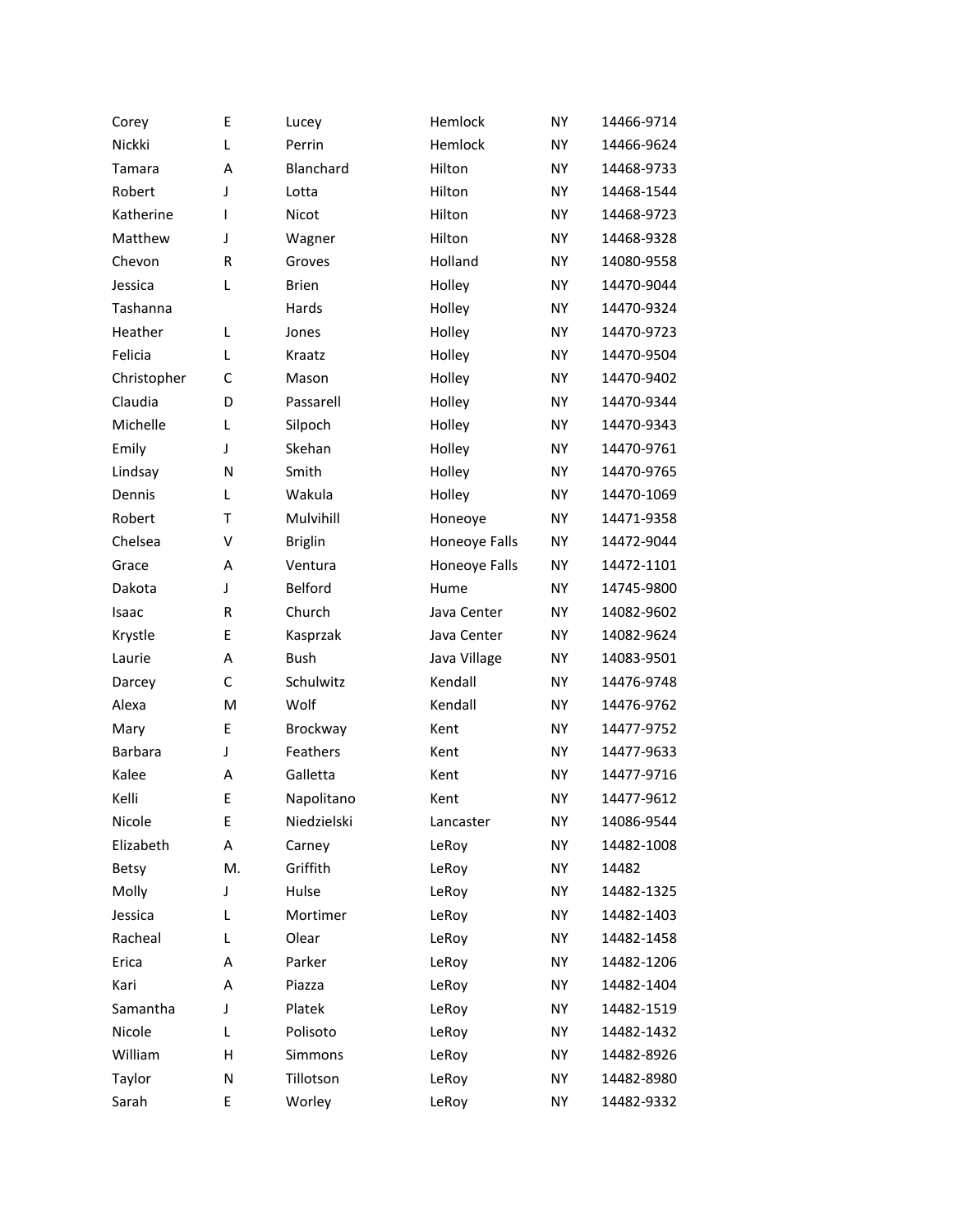| | | | | | |
|---|---|---|---|---|---|
| Corey | E | Lucey | Hemlock | NY | 14466-9714 |
| Nickki | L | Perrin | Hemlock | NY | 14466-9624 |
| Tamara | A | Blanchard | Hilton | NY | 14468-9733 |
| Robert | J | Lotta | Hilton | NY | 14468-1544 |
| Katherine | I | Nicot | Hilton | NY | 14468-9723 |
| Matthew | J | Wagner | Hilton | NY | 14468-9328 |
| Chevon | R | Groves | Holland | NY | 14080-9558 |
| Jessica | L | Brien | Holley | NY | 14470-9044 |
| Tashanna | | Hards | Holley | NY | 14470-9324 |
| Heather | L | Jones | Holley | NY | 14470-9723 |
| Felicia | L | Kraatz | Holley | NY | 14470-9504 |
| Christopher | C | Mason | Holley | NY | 14470-9402 |
| Claudia | D | Passarell | Holley | NY | 14470-9344 |
| Michelle | L | Silpoch | Holley | NY | 14470-9343 |
| Emily | J | Skehan | Holley | NY | 14470-9761 |
| Lindsay | N | Smith | Holley | NY | 14470-9765 |
| Dennis | L | Wakula | Holley | NY | 14470-1069 |
| Robert | T | Mulvihill | Honeoye | NY | 14471-9358 |
| Chelsea | V | Briglin | Honeoye Falls | NY | 14472-9044 |
| Grace | A | Ventura | Honeoye Falls | NY | 14472-1101 |
| Dakota | J | Belford | Hume | NY | 14745-9800 |
| Isaac | R | Church | Java Center | NY | 14082-9602 |
| Krystle | E | Kasprzak | Java Center | NY | 14082-9624 |
| Laurie | A | Bush | Java Village | NY | 14083-9501 |
| Darcey | C | Schulwitz | Kendall | NY | 14476-9748 |
| Alexa | M | Wolf | Kendall | NY | 14476-9762 |
| Mary | E | Brockway | Kent | NY | 14477-9752 |
| Barbara | J | Feathers | Kent | NY | 14477-9633 |
| Kalee | A | Galletta | Kent | NY | 14477-9716 |
| Kelli | E | Napolitano | Kent | NY | 14477-9612 |
| Nicole | E | Niedzielski | Lancaster | NY | 14086-9544 |
| Elizabeth | A | Carney | LeRoy | NY | 14482-1008 |
| Betsy | M. | Griffith | LeRoy | NY | 14482 |
| Molly | J | Hulse | LeRoy | NY | 14482-1325 |
| Jessica | L | Mortimer | LeRoy | NY | 14482-1403 |
| Racheal | L | Olear | LeRoy | NY | 14482-1458 |
| Erica | A | Parker | LeRoy | NY | 14482-1206 |
| Kari | A | Piazza | LeRoy | NY | 14482-1404 |
| Samantha | J | Platek | LeRoy | NY | 14482-1519 |
| Nicole | L | Polisoto | LeRoy | NY | 14482-1432 |
| William | H | Simmons | LeRoy | NY | 14482-8926 |
| Taylor | N | Tillotson | LeRoy | NY | 14482-8980 |
| Sarah | E | Worley | LeRoy | NY | 14482-9332 |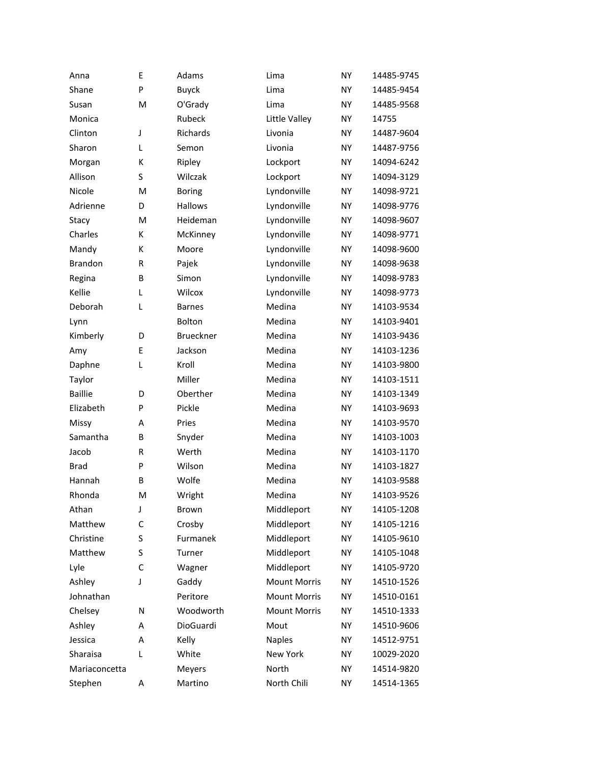| | | | | | |
|---|---|---|---|---|---|
| Anna | E | Adams | Lima | NY | 14485-9745 |
| Shane | P | Buyck | Lima | NY | 14485-9454 |
| Susan | M | O'Grady | Lima | NY | 14485-9568 |
| Monica | | Rubeck | Little Valley | NY | 14755 |
| Clinton | J | Richards | Livonia | NY | 14487-9604 |
| Sharon | L | Semon | Livonia | NY | 14487-9756 |
| Morgan | K | Ripley | Lockport | NY | 14094-6242 |
| Allison | S | Wilczak | Lockport | NY | 14094-3129 |
| Nicole | M | Boring | Lyndonville | NY | 14098-9721 |
| Adrienne | D | Hallows | Lyndonville | NY | 14098-9776 |
| Stacy | M | Heideman | Lyndonville | NY | 14098-9607 |
| Charles | K | McKinney | Lyndonville | NY | 14098-9771 |
| Mandy | K | Moore | Lyndonville | NY | 14098-9600 |
| Brandon | R | Pajek | Lyndonville | NY | 14098-9638 |
| Regina | B | Simon | Lyndonville | NY | 14098-9783 |
| Kellie | L | Wilcox | Lyndonville | NY | 14098-9773 |
| Deborah | L | Barnes | Medina | NY | 14103-9534 |
| Lynn | | Bolton | Medina | NY | 14103-9401 |
| Kimberly | D | Brueckner | Medina | NY | 14103-9436 |
| Amy | E | Jackson | Medina | NY | 14103-1236 |
| Daphne | L | Kroll | Medina | NY | 14103-9800 |
| Taylor | | Miller | Medina | NY | 14103-1511 |
| Baillie | D | Oberther | Medina | NY | 14103-1349 |
| Elizabeth | P | Pickle | Medina | NY | 14103-9693 |
| Missy | A | Pries | Medina | NY | 14103-9570 |
| Samantha | B | Snyder | Medina | NY | 14103-1003 |
| Jacob | R | Werth | Medina | NY | 14103-1170 |
| Brad | P | Wilson | Medina | NY | 14103-1827 |
| Hannah | B | Wolfe | Medina | NY | 14103-9588 |
| Rhonda | M | Wright | Medina | NY | 14103-9526 |
| Athan | J | Brown | Middleport | NY | 14105-1208 |
| Matthew | C | Crosby | Middleport | NY | 14105-1216 |
| Christine | S | Furmanek | Middleport | NY | 14105-9610 |
| Matthew | S | Turner | Middleport | NY | 14105-1048 |
| Lyle | C | Wagner | Middleport | NY | 14105-9720 |
| Ashley | J | Gaddy | Mount Morris | NY | 14510-1526 |
| Johnathan | | Peritore | Mount Morris | NY | 14510-0161 |
| Chelsey | N | Woodworth | Mount Morris | NY | 14510-1333 |
| Ashley | A | DioGuardi | Mout | NY | 14510-9606 |
| Jessica | A | Kelly | Naples | NY | 14512-9751 |
| Sharaisa | L | White | New York | NY | 10029-2020 |
| Mariaconcetta | | Meyers | North | NY | 14514-9820 |
| Stephen | A | Martino | North Chili | NY | 14514-1365 |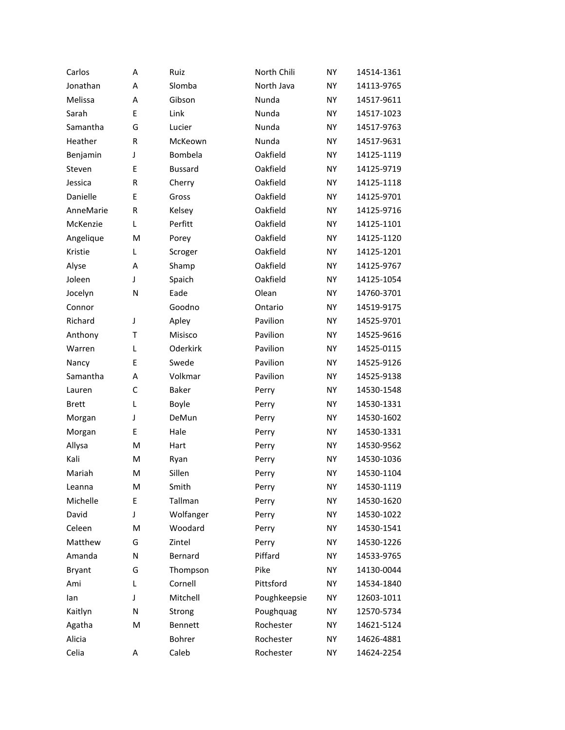| | | | | | |
|---|---|---|---|---|---|
| Carlos | A | Ruiz | North Chili | NY | 14514-1361 |
| Jonathan | A | Slomba | North Java | NY | 14113-9765 |
| Melissa | A | Gibson | Nunda | NY | 14517-9611 |
| Sarah | E | Link | Nunda | NY | 14517-1023 |
| Samantha | G | Lucier | Nunda | NY | 14517-9763 |
| Heather | R | McKeown | Nunda | NY | 14517-9631 |
| Benjamin | J | Bombela | Oakfield | NY | 14125-1119 |
| Steven | E | Bussard | Oakfield | NY | 14125-9719 |
| Jessica | R | Cherry | Oakfield | NY | 14125-1118 |
| Danielle | E | Gross | Oakfield | NY | 14125-9701 |
| AnneMarie | R | Kelsey | Oakfield | NY | 14125-9716 |
| McKenzie | L | Perfitt | Oakfield | NY | 14125-1101 |
| Angelique | M | Porey | Oakfield | NY | 14125-1120 |
| Kristie | L | Scroger | Oakfield | NY | 14125-1201 |
| Alyse | A | Shamp | Oakfield | NY | 14125-9767 |
| Joleen | J | Spaich | Oakfield | NY | 14125-1054 |
| Jocelyn | N | Eade | Olean | NY | 14760-3701 |
| Connor | | Goodno | Ontario | NY | 14519-9175 |
| Richard | J | Apley | Pavilion | NY | 14525-9701 |
| Anthony | T | Misisco | Pavilion | NY | 14525-9616 |
| Warren | L | Oderkirk | Pavilion | NY | 14525-0115 |
| Nancy | E | Swede | Pavilion | NY | 14525-9126 |
| Samantha | A | Volkmar | Pavilion | NY | 14525-9138 |
| Lauren | C | Baker | Perry | NY | 14530-1548 |
| Brett | L | Boyle | Perry | NY | 14530-1331 |
| Morgan | J | DeMun | Perry | NY | 14530-1602 |
| Morgan | E | Hale | Perry | NY | 14530-1331 |
| Allysa | M | Hart | Perry | NY | 14530-9562 |
| Kali | M | Ryan | Perry | NY | 14530-1036 |
| Mariah | M | Sillen | Perry | NY | 14530-1104 |
| Leanna | M | Smith | Perry | NY | 14530-1119 |
| Michelle | E | Tallman | Perry | NY | 14530-1620 |
| David | J | Wolfanger | Perry | NY | 14530-1022 |
| Celeen | M | Woodard | Perry | NY | 14530-1541 |
| Matthew | G | Zintel | Perry | NY | 14530-1226 |
| Amanda | N | Bernard | Piffard | NY | 14533-9765 |
| Bryant | G | Thompson | Pike | NY | 14130-0044 |
| Ami | L | Cornell | Pittsford | NY | 14534-1840 |
| Ian | J | Mitchell | Poughkeepsie | NY | 12603-1011 |
| Kaitlyn | N | Strong | Poughquag | NY | 12570-5734 |
| Agatha | M | Bennett | Rochester | NY | 14621-5124 |
| Alicia | | Bohrer | Rochester | NY | 14626-4881 |
| Celia | A | Caleb | Rochester | NY | 14624-2254 |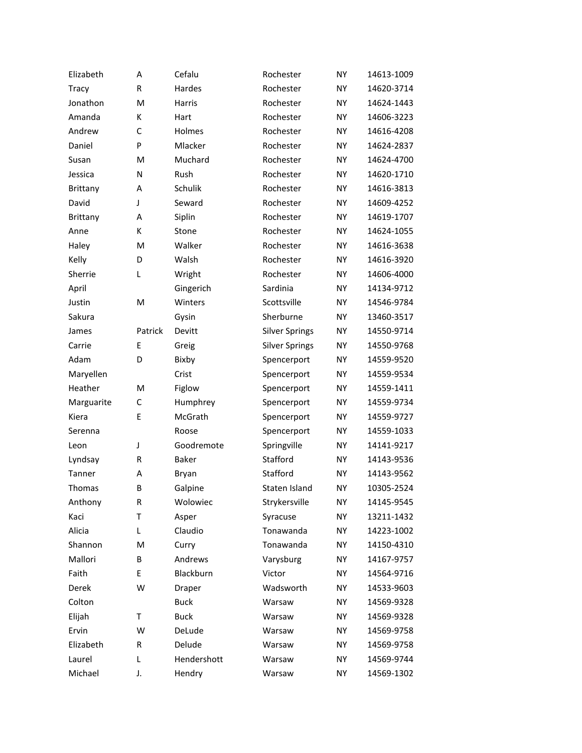| | | | | | |
|---|---|---|---|---|---|
| Elizabeth | A | Cefalu | Rochester | NY | 14613-1009 |
| Tracy | R | Hardes | Rochester | NY | 14620-3714 |
| Jonathon | M | Harris | Rochester | NY | 14624-1443 |
| Amanda | K | Hart | Rochester | NY | 14606-3223 |
| Andrew | C | Holmes | Rochester | NY | 14616-4208 |
| Daniel | P | Mlacker | Rochester | NY | 14624-2837 |
| Susan | M | Muchard | Rochester | NY | 14624-4700 |
| Jessica | N | Rush | Rochester | NY | 14620-1710 |
| Brittany | A | Schulik | Rochester | NY | 14616-3813 |
| David | J | Seward | Rochester | NY | 14609-4252 |
| Brittany | A | Siplin | Rochester | NY | 14619-1707 |
| Anne | K | Stone | Rochester | NY | 14624-1055 |
| Haley | M | Walker | Rochester | NY | 14616-3638 |
| Kelly | D | Walsh | Rochester | NY | 14616-3920 |
| Sherrie | L | Wright | Rochester | NY | 14606-4000 |
| April | | Gingerich | Sardinia | NY | 14134-9712 |
| Justin | M | Winters | Scottsville | NY | 14546-9784 |
| Sakura | | Gysin | Sherburne | NY | 13460-3517 |
| James | Patrick | Devitt | Silver Springs | NY | 14550-9714 |
| Carrie | E | Greig | Silver Springs | NY | 14550-9768 |
| Adam | D | Bixby | Spencerport | NY | 14559-9520 |
| Maryellen | | Crist | Spencerport | NY | 14559-9534 |
| Heather | M | Figlow | Spencerport | NY | 14559-1411 |
| Marguarite | C | Humphrey | Spencerport | NY | 14559-9734 |
| Kiera | E | McGrath | Spencerport | NY | 14559-9727 |
| Serenna | | Roose | Spencerport | NY | 14559-1033 |
| Leon | J | Goodremote | Springville | NY | 14141-9217 |
| Lyndsay | R | Baker | Stafford | NY | 14143-9536 |
| Tanner | A | Bryan | Stafford | NY | 14143-9562 |
| Thomas | B | Galpine | Staten Island | NY | 10305-2524 |
| Anthony | R | Wolowiec | Strykersville | NY | 14145-9545 |
| Kaci | T | Asper | Syracuse | NY | 13211-1432 |
| Alicia | L | Claudio | Tonawanda | NY | 14223-1002 |
| Shannon | M | Curry | Tonawanda | NY | 14150-4310 |
| Mallori | B | Andrews | Varysburg | NY | 14167-9757 |
| Faith | E | Blackburn | Victor | NY | 14564-9716 |
| Derek | W | Draper | Wadsworth | NY | 14533-9603 |
| Colton | | Buck | Warsaw | NY | 14569-9328 |
| Elijah | T | Buck | Warsaw | NY | 14569-9328 |
| Ervin | W | DeLude | Warsaw | NY | 14569-9758 |
| Elizabeth | R | Delude | Warsaw | NY | 14569-9758 |
| Laurel | L | Hendershott | Warsaw | NY | 14569-9744 |
| Michael | J. | Hendry | Warsaw | NY | 14569-1302 |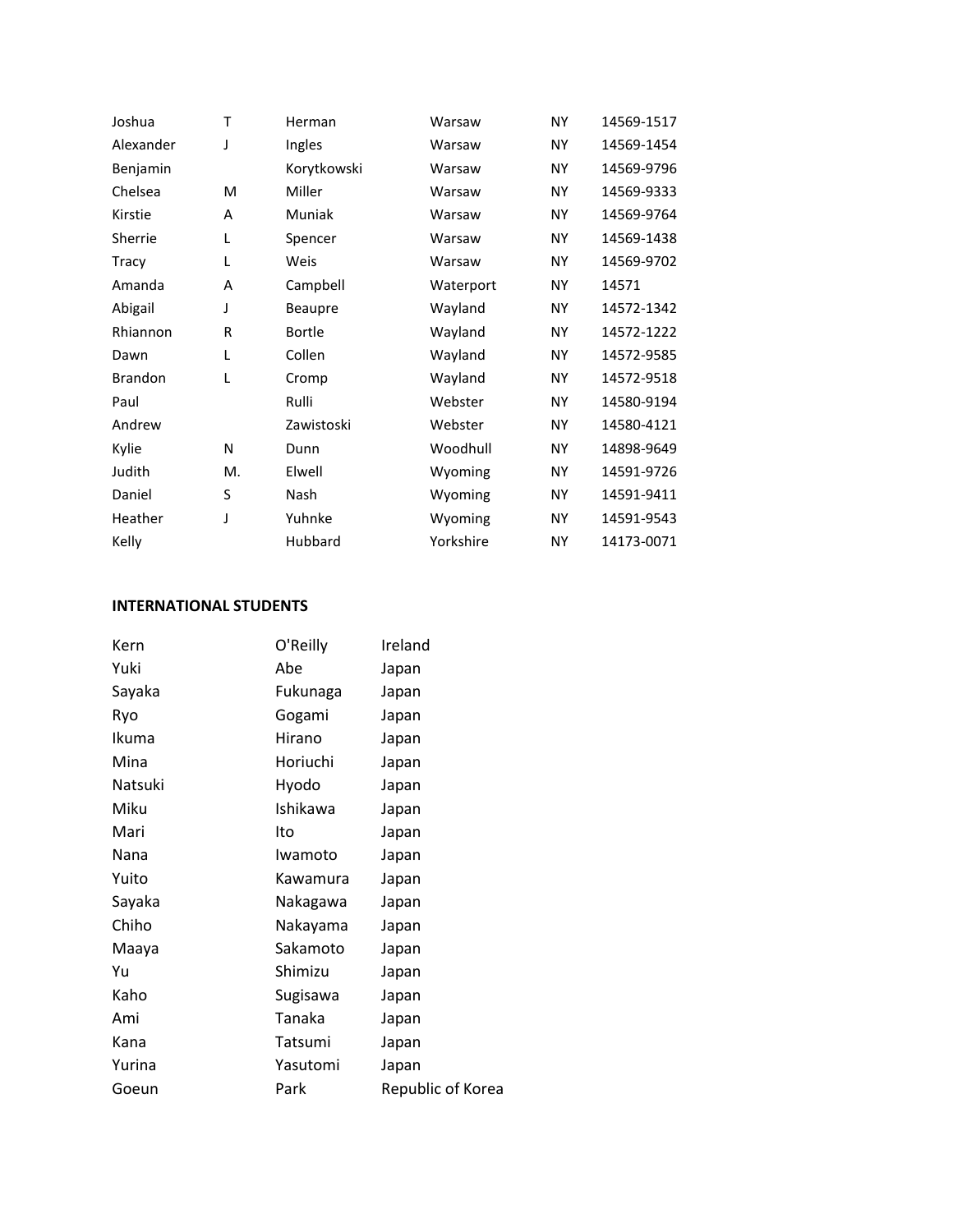| | | | | | |
|---|---|---|---|---|---|
| Joshua | T | Herman | Warsaw | NY | 14569-1517 |
| Alexander | J | Ingles | Warsaw | NY | 14569-1454 |
| Benjamin | | Korytkowski | Warsaw | NY | 14569-9796 |
| Chelsea | M | Miller | Warsaw | NY | 14569-9333 |
| Kirstie | A | Muniak | Warsaw | NY | 14569-9764 |
| Sherrie | L | Spencer | Warsaw | NY | 14569-1438 |
| Tracy | L | Weis | Warsaw | NY | 14569-9702 |
| Amanda | A | Campbell | Waterport | NY | 14571 |
| Abigail | J | Beaupre | Wayland | NY | 14572-1342 |
| Rhiannon | R | Bortle | Wayland | NY | 14572-1222 |
| Dawn | L | Collen | Wayland | NY | 14572-9585 |
| Brandon | L | Cromp | Wayland | NY | 14572-9518 |
| Paul | | Rulli | Webster | NY | 14580-9194 |
| Andrew | | Zawistoski | Webster | NY | 14580-4121 |
| Kylie | N | Dunn | Woodhull | NY | 14898-9649 |
| Judith | M. | Elwell | Wyoming | NY | 14591-9726 |
| Daniel | S | Nash | Wyoming | NY | 14591-9411 |
| Heather | J | Yuhnke | Wyoming | NY | 14591-9543 |
| Kelly | | Hubbard | Yorkshire | NY | 14173-0071 |

**INTERNATIONAL STUDENTS**

| | | |
|---|---|---|
| Kern | O'Reilly | Ireland |
| Yuki | Abe | Japan |
| Sayaka | Fukunaga | Japan |
| Ryo | Gogami | Japan |
| Ikuma | Hirano | Japan |
| Mina | Horiuchi | Japan |
| Natsuki | Hyodo | Japan |
| Miku | Ishikawa | Japan |
| Mari | Ito | Japan |
| Nana | Iwamoto | Japan |
| Yuito | Kawamura | Japan |
| Sayaka | Nakagawa | Japan |
| Chiho | Nakayama | Japan |
| Maaya | Sakamoto | Japan |
| Yu | Shimizu | Japan |
| Kaho | Sugisawa | Japan |
| Ami | Tanaka | Japan |
| Kana | Tatsumi | Japan |
| Yurina | Yasutomi | Japan |
| Goeun | Park | Republic of Korea |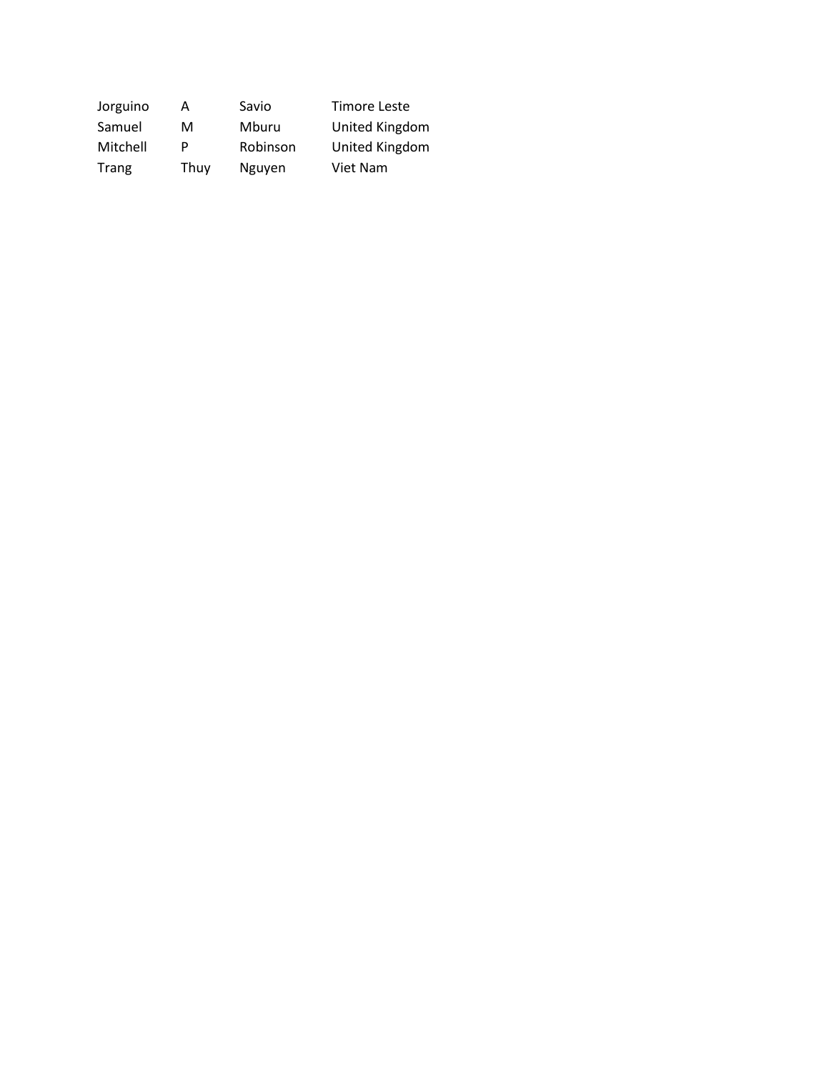| | | | |
|---|---|---|---|
| Jorguino | A | Savio | Timore Leste |
| Samuel | M | Mburu | United Kingdom |
| Mitchell | P | Robinson | United Kingdom |
| Trang | Thuy | Nguyen | Viet Nam |